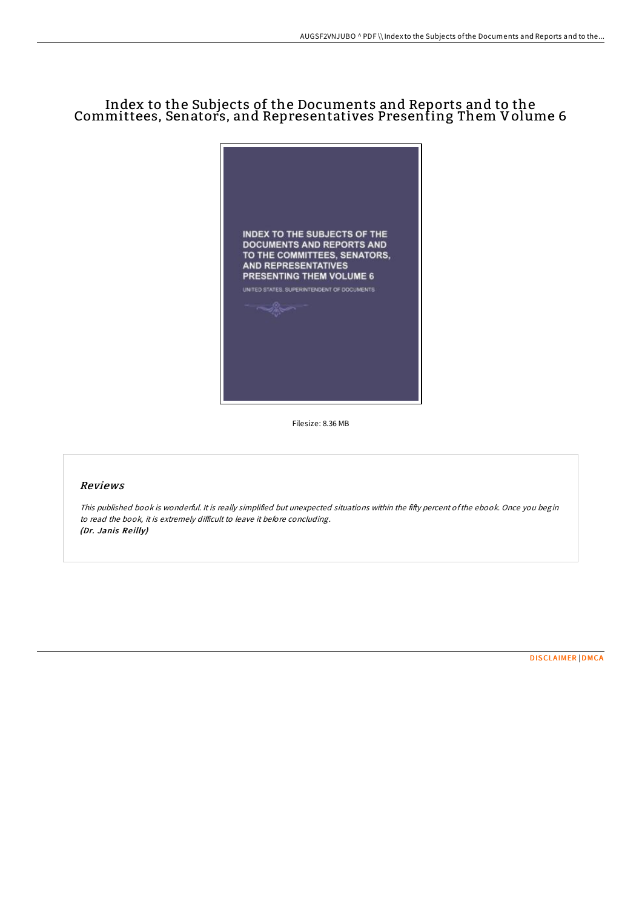# Index to the Subjects of the Documents and Reports and to the Committees, Senators, and Representatives Presenting Them Volume 6

INDEX TO THE SUBJECTS OF THE DOCUMENTS AND REPORTS AND TO THE COMMITTEES, SENATORS, AND REPRESENTATIVES PRESENTING THEM VOLUME 6

UNITED STATES. SUPERINTENDENT OF DOCUMENTS

Filesize: 8.36 MB

## Reviews

*This published book is wonderful. It is really simplified but unexpected situations within the fifty percent of the ebook. Once you begin to read the book, it is extremely difficult to leave it before concluding.*
***(Dr. Janis Reilly)***

DISCLAIMER | DMCA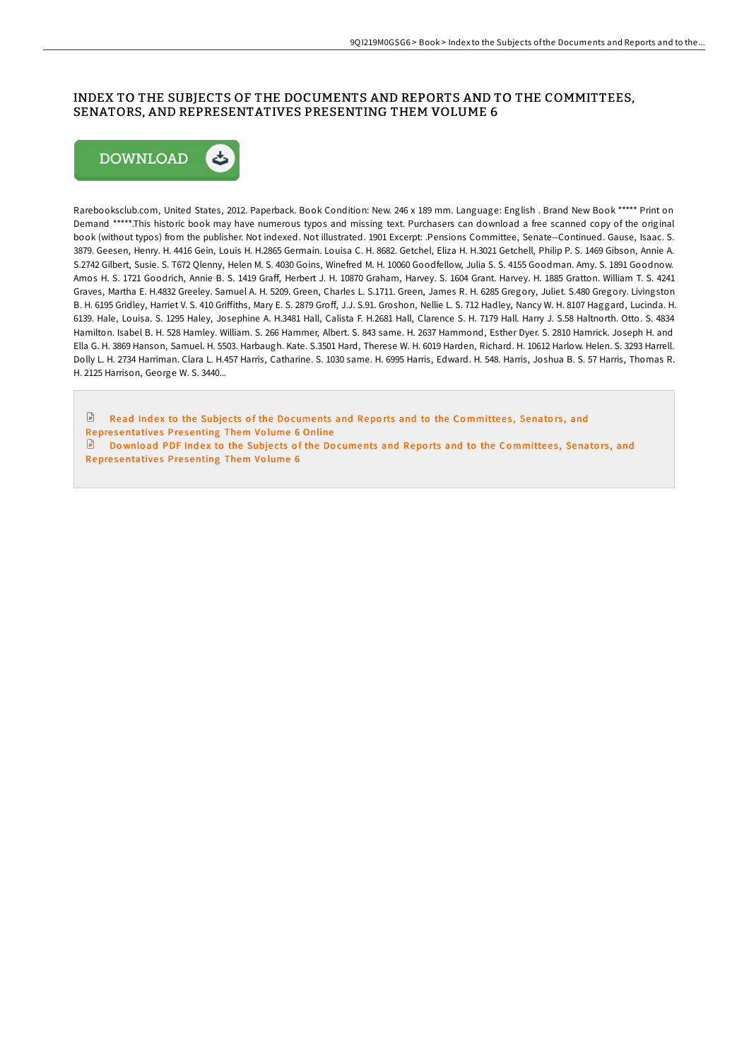# INDEX TO THE SUBJECTS OF THE DOCUMENTS AND REPORTS AND TO THE COMMITTEES, SENATORS, AND REPRESENTATIVES PRESENTING THEM VOLUME 6

DOWNLOAD

Rarebooksclub.com, United States, 2012. Paperback. Book Condition: New. 246 x 189 mm. Language: English . Brand New Book ***** Print on Demand *****.This historic book may have numerous typos and missing text. Purchasers can download a free scanned copy of the original book (without typos) from the publisher. Not indexed. Not illustrated. 1901 Excerpt: .Pensions Committee, Senate--Continued. Gause, Isaac. S. 3879. Geesen, Henry. H. 4416 Gein, Louis H. H.2865 Germain. Louisa C. H. 8682. Getchel, Eliza H. H.3021 Getchell, Philip P. S. 1469 Gibson, Annie A. S.2742 Gilbert, Susie. S. T672 Qlenny, Helen M. S. 4030 Goins, Winefred M. H. 10060 Goodfellow, Julia S. S. 4155 Goodman. Amy. S. 1891 Goodnow. Amos H. S. 1721 Goodrich, Annie B. S. 1419 Graff, Herbert J. H. 10870 Graham, Harvey. S. 1604 Grant. Harvey. H. 1885 Gratton. William T. S. 4241 Graves, Martha E. H.4832 Greeley. Samuel A. H. 5209. Green, Charles L. S.1711. Green, James R. H. 6285 Gregory, Juliet. S.480 Gregory. Livingston B. H. 6195 Gridley, Harriet V. S. 410 Griffiths, Mary E. S. 2879 Groff, J.J. S.91. Groshon, Nellie L. S. 712 Hadley, Nancy W. H. 8107 Haggard, Lucinda. H. 6139. Hale, Louisa. S. 1295 Haley, Josephine A. H.3481 Hall, Calista F. H.2681 Hall, Clarence S. H. 7179 Hall. Harry J. S.58 Haltnorth. Otto. S. 4834 Hamilton. Isabel B. H. 528 Hamley. William. S. 266 Hammer, Albert. S. 843 same. H. 2637 Hammond, Esther Dyer. S. 2810 Hamrick. Joseph H. and Ella G. H. 3869 Hanson, Samuel. H. 5503. Harbaugh. Kate. S.3501 Hard, Therese W. H. 6019 Harden, Richard. H. 10612 Harlow. Helen. S. 3293 Harrell. Dolly L. H. 2734 Harriman. Clara L. H.457 Harris, Catharine. S. 1030 same. H. 6995 Harris, Edward. H. 548. Harris, Joshua B. S. 57 Harris, Thomas R. H. 2125 Harrison, George W. S. 3440...

Read Index to the Subjects of the Documents and Reports and to the Committees, Senators, and Representatives Presenting Them Volume 6 Online

Download PDF Index to the Subjects of the Documents and Reports and to the Committees, Senators, and Representatives Presenting Them Volume 6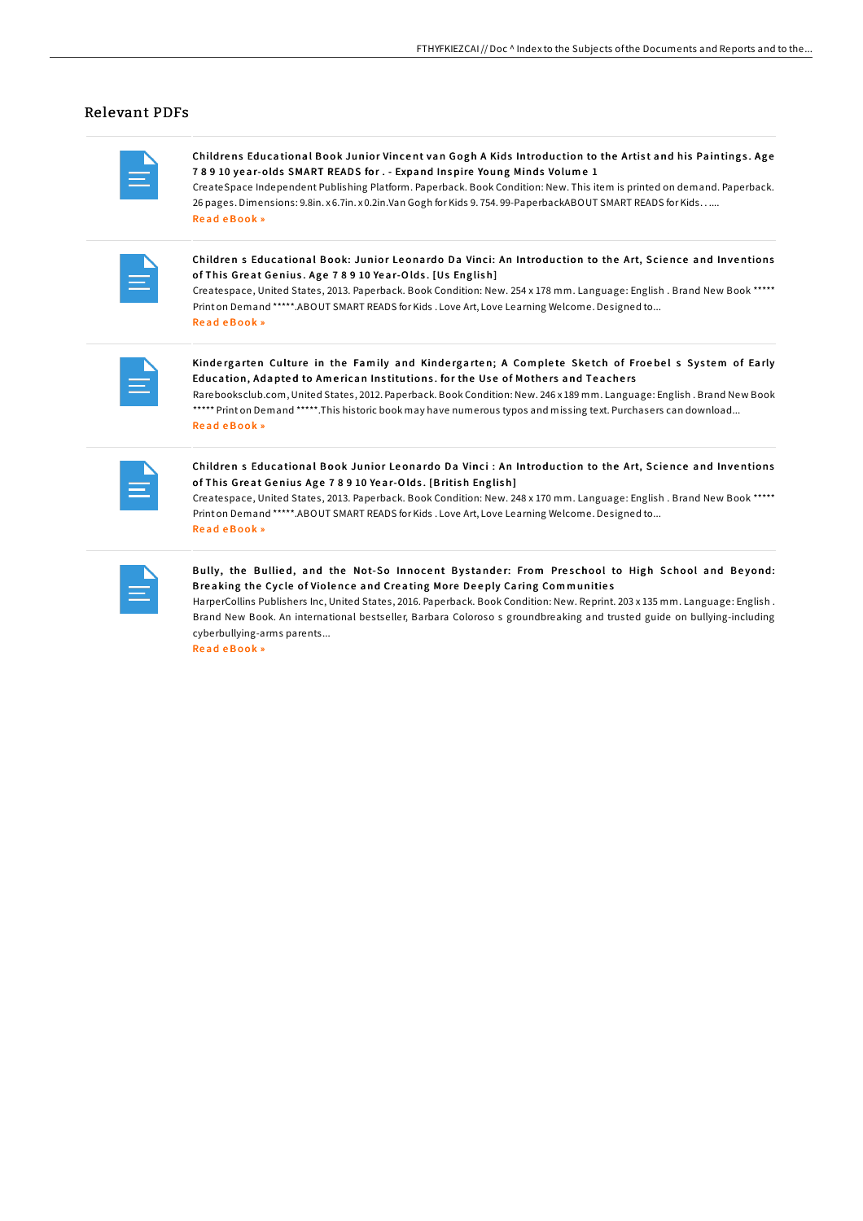## Relevant PDFs

**Childrens Educational Book Junior Vincent van Gogh A Kids Introduction to the Artist and his Paintings. Age 7 8 9 10 year-olds SMART READS for . - Expand Inspire Young Minds Volume 1**

CreateSpace Independent Publishing Platform. Paperback. Book Condition: New. This item is printed on demand. Paperback. 26 pages. Dimensions: 9.8in. x 6.7in. x 0.2in.Van Gogh for Kids 9. 754. 99-PaperbackABOUT SMART READS for Kids. . ....

Read eBook »

**Children s Educational Book: Junior Leonardo Da Vinci: An Introduction to the Art, Science and Inventions of This Great Genius. Age 7 8 9 10 Year-Olds. [Us English]**

Createspace, United States, 2013. Paperback. Book Condition: New. 254 x 178 mm. Language: English . Brand New Book ***** Print on Demand *****.ABOUT SMART READS for Kids . Love Art, Love Learning Welcome. Designed to...

Read eBook »

**Kindergarten Culture in the Family and Kindergarten; A Complete Sketch of Froebel s System of Early Education, Adapted to American Institutions. for the Use of Mothers and Teachers**

Rarebooksclub.com, United States, 2012. Paperback. Book Condition: New. 246 x 189 mm. Language: English . Brand New Book ***** Print on Demand *****.This historic book may have numerous typos and missing text. Purchasers can download...

Read eBook »

**Children s Educational Book Junior Leonardo Da Vinci : An Introduction to the Art, Science and Inventions of This Great Genius Age 7 8 9 10 Year-Olds. [British English]**

Createspace, United States, 2013. Paperback. Book Condition: New. 248 x 170 mm. Language: English . Brand New Book ***** Print on Demand *****.ABOUT SMART READS for Kids . Love Art, Love Learning Welcome. Designed to...

Read eBook »

**Bully, the Bullied, and the Not-So Innocent Bystander: From Preschool to High School and Beyond: Breaking the Cycle of Violence and Creating More Deeply Caring Communities**

HarperCollins Publishers Inc, United States, 2016. Paperback. Book Condition: New. Reprint. 203 x 135 mm. Language: English . Brand New Book. An international bestseller, Barbara Coloroso s groundbreaking and trusted guide on bullying-including cyberbullying-arms parents...

Read eBook »